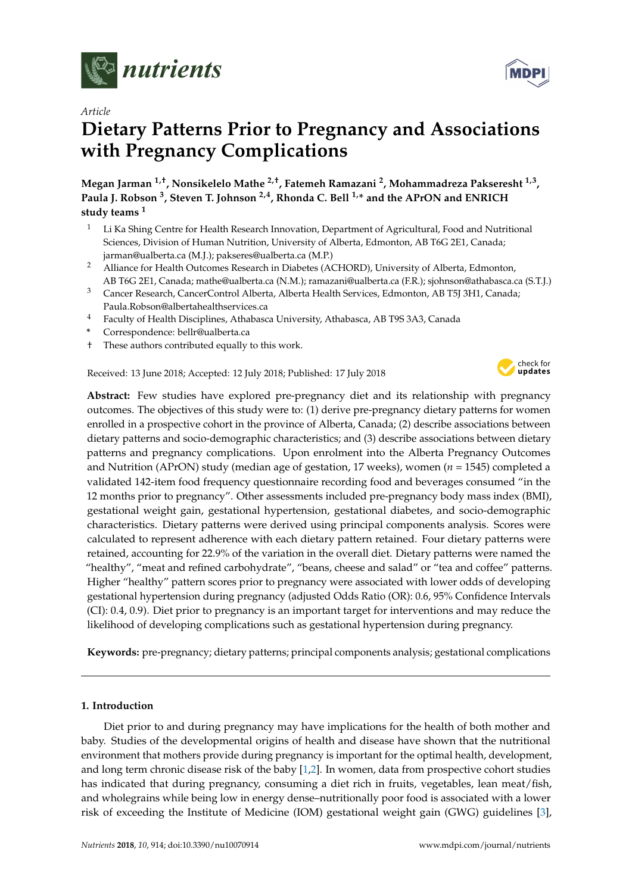*Article*

# Dietary Patterns Prior to Pregnancy and Associations with Pregnancy Complications

**Megan Jarman [1,†], Nonsikelelo Mathe [2,†], Fatemeh Ramazani [2], Mohammadreza Pakseresht [1,3], Paula J. Robson [3], Steven T. Johnson [2,4], Rhonda C. Bell [1,*] and the APrON and ENRICH study teams [1]**

[1] Li Ka Shing Centre for Health Research Innovation, Department of Agricultural, Food and Nutritional Sciences, Division of Human Nutrition, University of Alberta, Edmonton, AB T6G 2E1, Canada; jarman@ualberta.ca (M.J.); pakseres@ualberta.ca (M.P.)

[2] Alliance for Health Outcomes Research in Diabetes (ACHORD), University of Alberta, Edmonton, AB T6G 2E1, Canada; mathe@ualberta.ca (N.M.); ramazani@ualberta.ca (F.R.); sjohnson@athabasca.ca (S.T.J.)

[3] Cancer Research, CancerControl Alberta, Alberta Health Services, Edmonton, AB T5J 3H1, Canada; Paula.Robson@albertahealthservices.ca

[4] Faculty of Health Disciplines, Athabasca University, Athabasca, AB T9S 3A3, Canada

\* Correspondence: bellr@ualberta.ca

† These authors contributed equally to this work.

Received: 13 June 2018; Accepted: 12 July 2018; Published: 17 July 2018

**Abstract:** Few studies have explored pre-pregnancy diet and its relationship with pregnancy outcomes. The objectives of this study were to: (1) derive pre-pregnancy dietary patterns for women enrolled in a prospective cohort in the province of Alberta, Canada; (2) describe associations between dietary patterns and socio-demographic characteristics; and (3) describe associations between dietary patterns and pregnancy complications. Upon enrolment into the Alberta Pregnancy Outcomes and Nutrition (APrON) study (median age of gestation, 17 weeks), women ($n$ = 1545) completed a validated 142-item food frequency questionnaire recording food and beverages consumed "in the 12 months prior to pregnancy". Other assessments included pre-pregnancy body mass index (BMI), gestational weight gain, gestational hypertension, gestational diabetes, and socio-demographic characteristics. Dietary patterns were derived using principal components analysis. Scores were calculated to represent adherence with each dietary pattern retained. Four dietary patterns were retained, accounting for 22.9% of the variation in the overall diet. Dietary patterns were named the "healthy", "meat and refined carbohydrate", "beans, cheese and salad" or "tea and coffee" patterns. Higher "healthy" pattern scores prior to pregnancy were associated with lower odds of developing gestational hypertension during pregnancy (adjusted Odds Ratio (OR): 0.6, 95% Confidence Intervals (CI): 0.4, 0.9). Diet prior to pregnancy is an important target for interventions and may reduce the likelihood of developing complications such as gestational hypertension during pregnancy.

**Keywords:** pre-pregnancy; dietary patterns; principal components analysis; gestational complications

## 1. Introduction

Diet prior to and during pregnancy may have implications for the health of both mother and baby. Studies of the developmental origins of health and disease have shown that the nutritional environment that mothers provide during pregnancy is important for the optimal health, development, and long term chronic disease risk of the baby [1,2]. In women, data from prospective cohort studies has indicated that during pregnancy, consuming a diet rich in fruits, vegetables, lean meat/fish, and wholegrains while being low in energy dense–nutritionally poor food is associated with a lower risk of exceeding the Institute of Medicine (IOM) gestational weight gain (GWG) guidelines [3],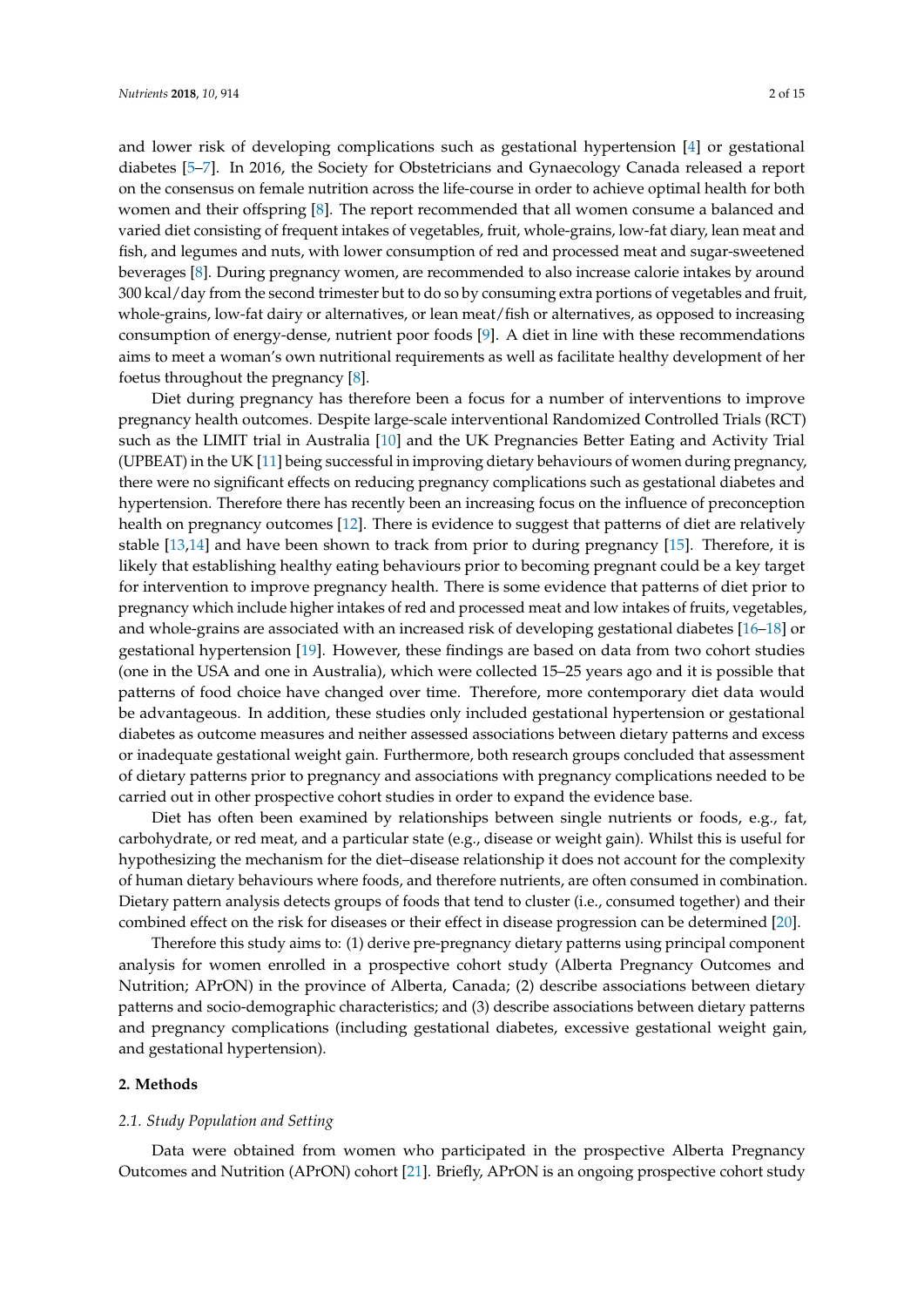and lower risk of developing complications such as gestational hypertension [4] or gestational diabetes [5–7]. In 2016, the Society for Obstetricians and Gynaecology Canada released a report on the consensus on female nutrition across the life-course in order to achieve optimal health for both women and their offspring [8]. The report recommended that all women consume a balanced and varied diet consisting of frequent intakes of vegetables, fruit, whole-grains, low-fat diary, lean meat and fish, and legumes and nuts, with lower consumption of red and processed meat and sugar-sweetened beverages [8]. During pregnancy women, are recommended to also increase calorie intakes by around 300 kcal/day from the second trimester but to do so by consuming extra portions of vegetables and fruit, whole-grains, low-fat dairy or alternatives, or lean meat/fish or alternatives, as opposed to increasing consumption of energy-dense, nutrient poor foods [9]. A diet in line with these recommendations aims to meet a woman's own nutritional requirements as well as facilitate healthy development of her foetus throughout the pregnancy [8].

Diet during pregnancy has therefore been a focus for a number of interventions to improve pregnancy health outcomes. Despite large-scale interventional Randomized Controlled Trials (RCT) such as the LIMIT trial in Australia [10] and the UK Pregnancies Better Eating and Activity Trial (UPBEAT) in the UK [11] being successful in improving dietary behaviours of women during pregnancy, there were no significant effects on reducing pregnancy complications such as gestational diabetes and hypertension. Therefore there has recently been an increasing focus on the influence of preconception health on pregnancy outcomes [12]. There is evidence to suggest that patterns of diet are relatively stable [13,14] and have been shown to track from prior to during pregnancy [15]. Therefore, it is likely that establishing healthy eating behaviours prior to becoming pregnant could be a key target for intervention to improve pregnancy health. There is some evidence that patterns of diet prior to pregnancy which include higher intakes of red and processed meat and low intakes of fruits, vegetables, and whole-grains are associated with an increased risk of developing gestational diabetes [16–18] or gestational hypertension [19]. However, these findings are based on data from two cohort studies (one in the USA and one in Australia), which were collected 15–25 years ago and it is possible that patterns of food choice have changed over time. Therefore, more contemporary diet data would be advantageous. In addition, these studies only included gestational hypertension or gestational diabetes as outcome measures and neither assessed associations between dietary patterns and excess or inadequate gestational weight gain. Furthermore, both research groups concluded that assessment of dietary patterns prior to pregnancy and associations with pregnancy complications needed to be carried out in other prospective cohort studies in order to expand the evidence base.

Diet has often been examined by relationships between single nutrients or foods, e.g., fat, carbohydrate, or red meat, and a particular state (e.g., disease or weight gain). Whilst this is useful for hypothesizing the mechanism for the diet–disease relationship it does not account for the complexity of human dietary behaviours where foods, and therefore nutrients, are often consumed in combination. Dietary pattern analysis detects groups of foods that tend to cluster (i.e., consumed together) and their combined effect on the risk for diseases or their effect in disease progression can be determined [20].

Therefore this study aims to: (1) derive pre-pregnancy dietary patterns using principal component analysis for women enrolled in a prospective cohort study (Alberta Pregnancy Outcomes and Nutrition; APrON) in the province of Alberta, Canada; (2) describe associations between dietary patterns and socio-demographic characteristics; and (3) describe associations between dietary patterns and pregnancy complications (including gestational diabetes, excessive gestational weight gain, and gestational hypertension).

## 2. Methods

### 2.1. Study Population and Setting

Data were obtained from women who participated in the prospective Alberta Pregnancy Outcomes and Nutrition (APrON) cohort [21]. Briefly, APrON is an ongoing prospective cohort study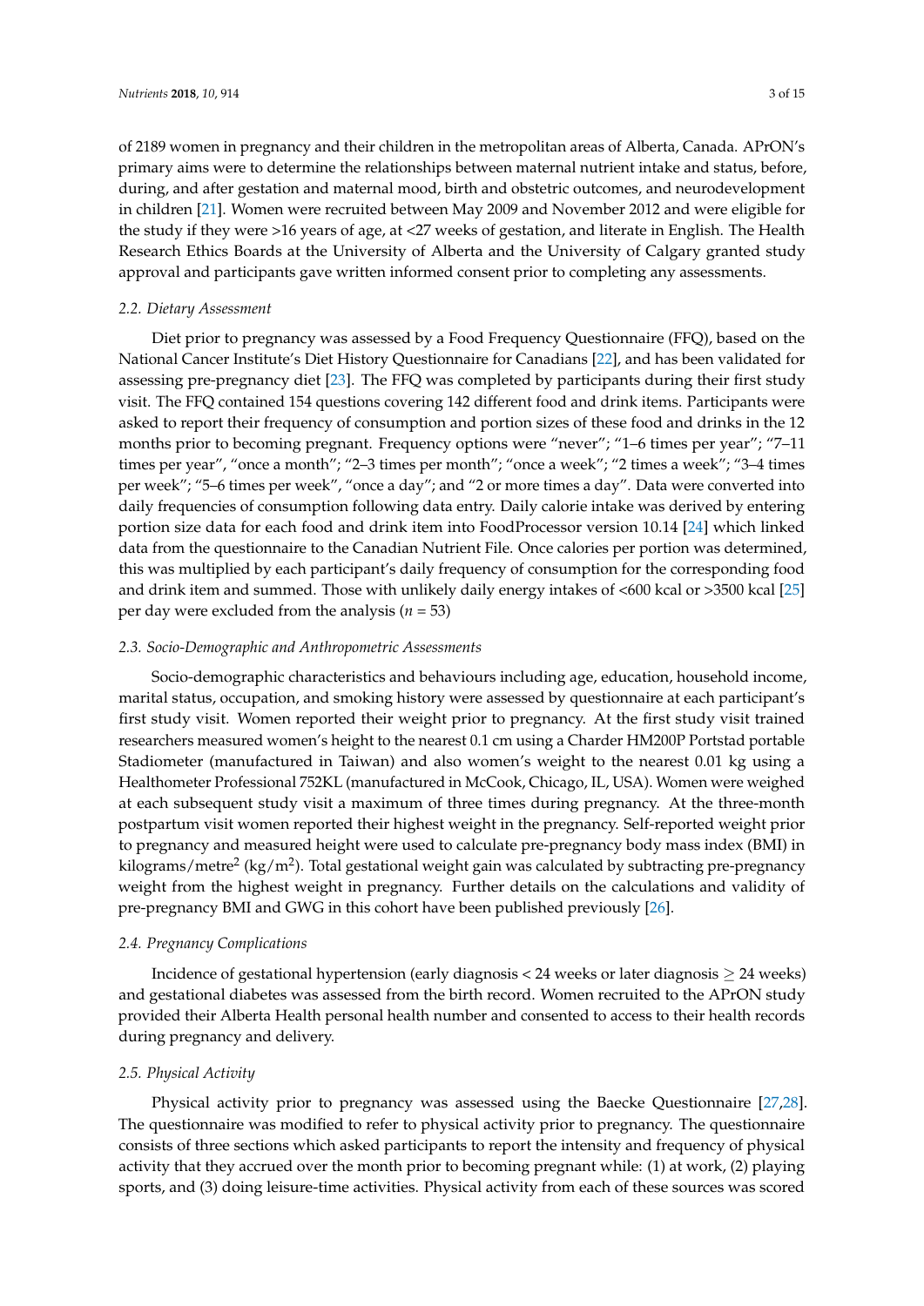of 2189 women in pregnancy and their children in the metropolitan areas of Alberta, Canada. APrON's primary aims were to determine the relationships between maternal nutrient intake and status, before, during, and after gestation and maternal mood, birth and obstetric outcomes, and neurodevelopment in children [21]. Women were recruited between May 2009 and November 2012 and were eligible for the study if they were >16 years of age, at <27 weeks of gestation, and literate in English. The Health Research Ethics Boards at the University of Alberta and the University of Calgary granted study approval and participants gave written informed consent prior to completing any assessments.

### *2.2. Dietary Assessment*

Diet prior to pregnancy was assessed by a Food Frequency Questionnaire (FFQ), based on the National Cancer Institute's Diet History Questionnaire for Canadians [22], and has been validated for assessing pre-pregnancy diet [23]. The FFQ was completed by participants during their first study visit. The FFQ contained 154 questions covering 142 different food and drink items. Participants were asked to report their frequency of consumption and portion sizes of these food and drinks in the 12 months prior to becoming pregnant. Frequency options were "never"; "1–6 times per year"; "7–11 times per year", "once a month"; "2–3 times per month"; "once a week"; "2 times a week"; "3–4 times per week"; "5–6 times per week", "once a day"; and "2 or more times a day". Data were converted into daily frequencies of consumption following data entry. Daily calorie intake was derived by entering portion size data for each food and drink item into FoodProcessor version 10.14 [24] which linked data from the questionnaire to the Canadian Nutrient File. Once calories per portion was determined, this was multiplied by each participant's daily frequency of consumption for the corresponding food and drink item and summed. Those with unlikely daily energy intakes of <600 kcal or >3500 kcal [25] per day were excluded from the analysis ($n = 53$)

### *2.3. Socio-Demographic and Anthropometric Assessments*

Socio-demographic characteristics and behaviours including age, education, household income, marital status, occupation, and smoking history were assessed by questionnaire at each participant's first study visit. Women reported their weight prior to pregnancy. At the first study visit trained researchers measured women's height to the nearest 0.1 cm using a Charder HM200P Portstad portable Stadiometer (manufactured in Taiwan) and also women's weight to the nearest 0.01 kg using a Healthometer Professional 752KL (manufactured in McCook, Chicago, IL, USA). Women were weighed at each subsequent study visit a maximum of three times during pregnancy. At the three-month postpartum visit women reported their highest weight in the pregnancy. Self-reported weight prior to pregnancy and measured height were used to calculate pre-pregnancy body mass index (BMI) in kilograms/metre$^2$ (kg/m$^2$). Total gestational weight gain was calculated by subtracting pre-pregnancy weight from the highest weight in pregnancy. Further details on the calculations and validity of pre-pregnancy BMI and GWG in this cohort have been published previously [26].

### *2.4. Pregnancy Complications*

Incidence of gestational hypertension (early diagnosis < 24 weeks or later diagnosis ≥ 24 weeks) and gestational diabetes was assessed from the birth record. Women recruited to the APrON study provided their Alberta Health personal health number and consented to access to their health records during pregnancy and delivery.

### *2.5. Physical Activity*

Physical activity prior to pregnancy was assessed using the Baecke Questionnaire [27,28]. The questionnaire was modified to refer to physical activity prior to pregnancy. The questionnaire consists of three sections which asked participants to report the intensity and frequency of physical activity that they accrued over the month prior to becoming pregnant while: (1) at work, (2) playing sports, and (3) doing leisure-time activities. Physical activity from each of these sources was scored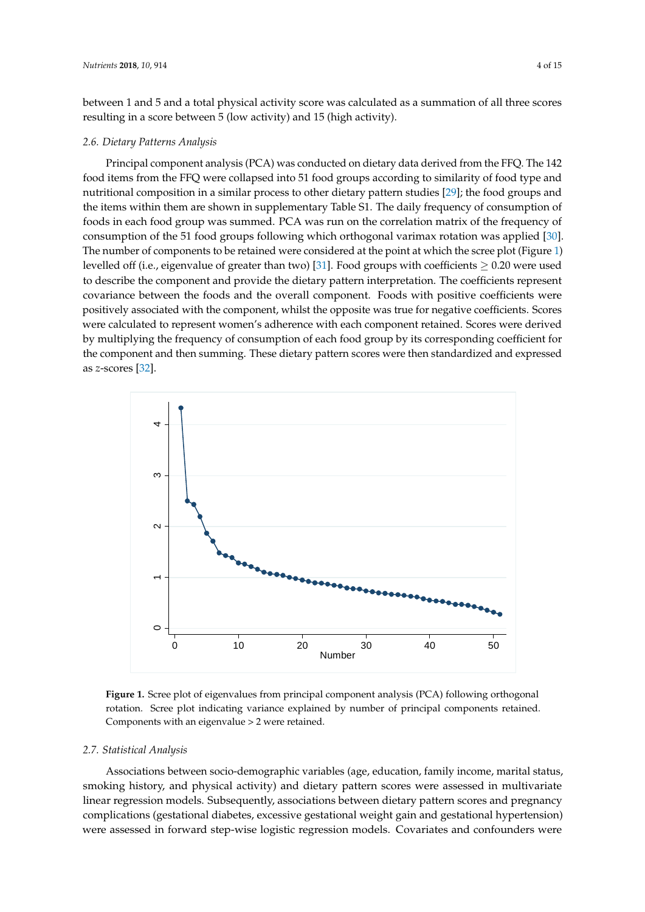between 1 and 5 and a total physical activity score was calculated as a summation of all three scores resulting in a score between 5 (low activity) and 15 (high activity).

### 2.6. Dietary Patterns Analysis

Principal component analysis (PCA) was conducted on dietary data derived from the FFQ. The 142 food items from the FFQ were collapsed into 51 food groups according to similarity of food type and nutritional composition in a similar process to other dietary pattern studies [29]; the food groups and the items within them are shown in supplementary Table S1. The daily frequency of consumption of foods in each food group was summed. PCA was run on the correlation matrix of the frequency of consumption of the 51 food groups following which orthogonal varimax rotation was applied [30]. The number of components to be retained were considered at the point at which the scree plot (Figure 1) levelled off (i.e., eigenvalue of greater than two) [31]. Food groups with coefficients $\geq 0.20$ were used to describe the component and provide the dietary pattern interpretation. The coefficients represent covariance between the foods and the overall component. Foods with positive coefficients were positively associated with the component, whilst the opposite was true for negative coefficients. Scores were calculated to represent women's adherence with each component retained. Scores were derived by multiplying the frequency of consumption of each food group by its corresponding coefficient for the component and then summing. These dietary pattern scores were then standardized and expressed as $z$-scores [32].

**Figure 1.** Scree plot of eigenvalues from principal component analysis (PCA) following orthogonal rotation. Scree plot indicating variance explained by number of principal components retained. Components with an eigenvalue > 2 were retained.

### 2.7. Statistical Analysis

Associations between socio-demographic variables (age, education, family income, marital status, smoking history, and physical activity) and dietary pattern scores were assessed in multivariate linear regression models. Subsequently, associations between dietary pattern scores and pregnancy complications (gestational diabetes, excessive gestational weight gain and gestational hypertension) were assessed in forward step-wise logistic regression models. Covariates and confounders were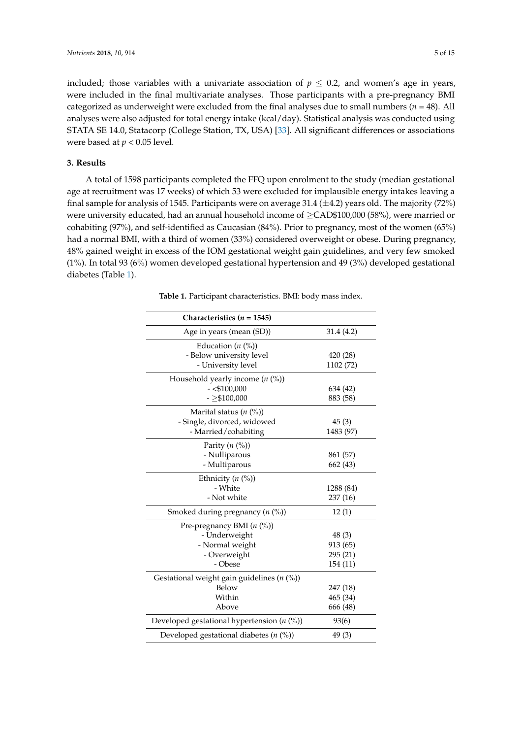included; those variables with a univariate association of $p \leq 0.2$, and women's age in years, were included in the final multivariate analyses. Those participants with a pre-pregnancy BMI categorized as underweight were excluded from the final analyses due to small numbers ($n = 48$). All analyses were also adjusted for total energy intake (kcal/day). Statistical analysis was conducted using STATA SE 14.0, Statacorp (College Station, TX, USA) [33]. All significant differences or associations were based at $p < 0.05$ level.

## 3. Results

A total of 1598 participants completed the FFQ upon enrolment to the study (median gestational age at recruitment was 17 weeks) of which 53 were excluded for implausible energy intakes leaving a final sample for analysis of 1545. Participants were on average 31.4 (±4.2) years old. The majority (72%) were university educated, had an annual household income of ≥CAD$100,000 (58%), were married or cohabiting (97%), and self-identified as Caucasian (84%). Prior to pregnancy, most of the women (65%) had a normal BMI, with a third of women (33%) considered overweight or obese. During pregnancy, 48% gained weight in excess of the IOM gestational weight gain guidelines, and very few smoked (1%). In total 93 (6%) women developed gestational hypertension and 49 (3%) developed gestational diabetes (Table 1).

**Table 1.** Participant characteristics. BMI: body mass index.

| Characteristics ($n$ = 1545) | |
|---|---|
| Age in years (mean (SD)) | 31.4 (4.2) |
| Education ($n$ (%)) | |
| - Below university level | 420 (28) |
| - University level | 1102 (72) |
| Household yearly income ($n$ (%)) | |
| - <$100,000 | 634 (42) |
| - ≥$100,000 | 883 (58) |
| Marital status ($n$ (%)) | |
| - Single, divorced, widowed | 45 (3) |
| - Married/cohabiting | 1483 (97) |
| Parity ($n$ (%)) | |
| - Nulliparous | 861 (57) |
| - Multiparous | 662 (43) |
| Ethnicity ($n$ (%)) | |
| - White | 1288 (84) |
| - Not white | 237 (16) |
| Smoked during pregnancy ($n$ (%)) | 12 (1) |
| Pre-pregnancy BMI ($n$ (%)) | |
| - Underweight | 48 (3) |
| - Normal weight | 913 (65) |
| - Overweight | 295 (21) |
| - Obese | 154 (11) |
| Gestational weight gain guidelines ($n$ (%)) | |
| Below | 247 (18) |
| Within | 465 (34) |
| Above | 666 (48) |
| Developed gestational hypertension ($n$ (%)) | 93(6) |
| Developed gestational diabetes ($n$ (%)) | 49 (3) |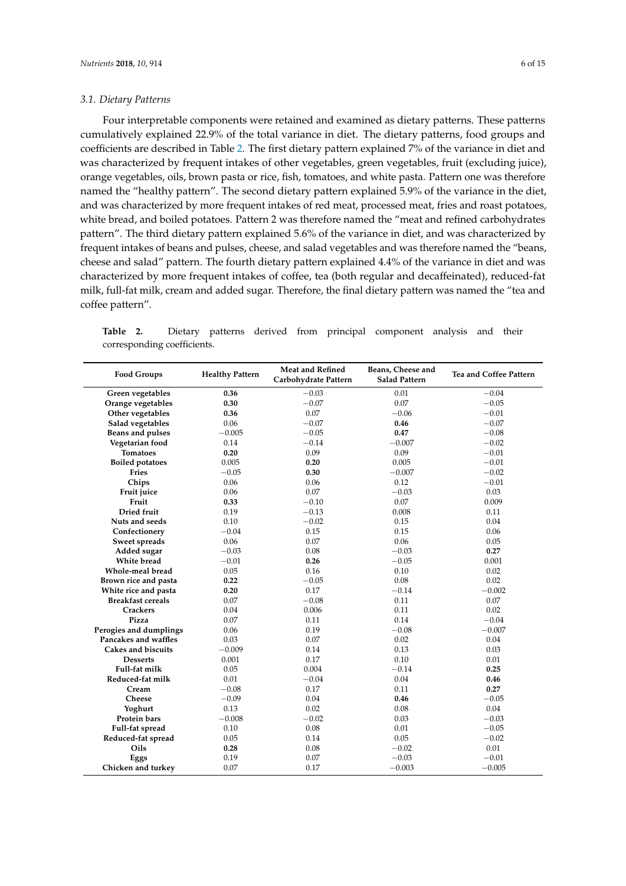### 3.1. Dietary Patterns

Four interpretable components were retained and examined as dietary patterns. These patterns cumulatively explained 22.9% of the total variance in diet. The dietary patterns, food groups and coefficients are described in Table 2. The first dietary pattern explained 7% of the variance in diet and was characterized by frequent intakes of other vegetables, green vegetables, fruit (excluding juice), orange vegetables, oils, brown pasta or rice, fish, tomatoes, and white pasta. Pattern one was therefore named the "healthy pattern". The second dietary pattern explained 5.9% of the variance in the diet, and was characterized by more frequent intakes of red meat, processed meat, fries and roast potatoes, white bread, and boiled potatoes. Pattern 2 was therefore named the "meat and refined carbohydrates pattern". The third dietary pattern explained 5.6% of the variance in diet, and was characterized by frequent intakes of beans and pulses, cheese, and salad vegetables and was therefore named the "beans, cheese and salad" pattern. The fourth dietary pattern explained 4.4% of the variance in diet and was characterized by more frequent intakes of coffee, tea (both regular and decaffeinated), reduced-fat milk, full-fat milk, cream and added sugar. Therefore, the final dietary pattern was named the "tea and coffee pattern".

**Table 2.** Dietary patterns derived from principal component analysis and their corresponding coefficients.

| Food Groups | Healthy Pattern | Meat and Refined Carbohydrate Pattern | Beans, Cheese and Salad Pattern | Tea and Coffee Pattern |
|---|---|---|---|---|
| Green vegetables | **0.36** | −0.03 | 0.01 | −0.04 |
| Orange vegetables | **0.30** | −0.07 | 0.07 | −0.05 |
| Other vegetables | **0.36** | 0.07 | −0.06 | −0.01 |
| Salad vegetables | 0.06 | −0.07 | **0.46** | −0.07 |
| Beans and pulses | −0.005 | −0.05 | **0.47** | −0.08 |
| Vegetarian food | 0.14 | −0.14 | −0.007 | −0.02 |
| Tomatoes | **0.20** | 0.09 | 0.09 | −0.01 |
| Boiled potatoes | 0.005 | **0.20** | 0.005 | −0.01 |
| Fries | −0.05 | **0.30** | −0.007 | −0.02 |
| Chips | 0.06 | 0.06 | 0.12 | −0.01 |
| Fruit juice | 0.06 | 0.07 | −0.03 | 0.03 |
| Fruit | **0.33** | −0.10 | 0.07 | 0.009 |
| Dried fruit | 0.19 | −0.13 | 0.008 | 0.11 |
| Nuts and seeds | 0.10 | −0.02 | 0.15 | 0.04 |
| Confectionery | −0.04 | 0.15 | 0.15 | 0.06 |
| Sweet spreads | 0.06 | 0.07 | 0.06 | 0.05 |
| Added sugar | −0.03 | 0.08 | −0.03 | **0.27** |
| White bread | −0.01 | **0.26** | −0.05 | 0.001 |
| Whole-meal bread | 0.05 | 0.16 | 0.10 | 0.02 |
| Brown rice and pasta | **0.22** | −0.05 | 0.08 | 0.02 |
| White rice and pasta | **0.20** | 0.17 | −0.14 | −0.002 |
| Breakfast cereals | 0.07 | −0.08 | 0.11 | 0.07 |
| Crackers | 0.04 | 0.006 | 0.11 | 0.02 |
| Pizza | 0.07 | 0.11 | 0.14 | −0.04 |
| Perogies and dumplings | 0.06 | 0.19 | −0.08 | −0.007 |
| Pancakes and waffles | 0.03 | 0.07 | 0.02 | 0.04 |
| Cakes and biscuits | −0.009 | 0.14 | 0.13 | 0.03 |
| Desserts | 0.001 | 0.17 | 0.10 | 0.01 |
| Full-fat milk | 0.05 | 0.004 | −0.14 | **0.25** |
| Reduced-fat milk | 0.01 | −0.04 | 0.04 | **0.46** |
| Cream | −0.08 | 0.17 | 0.11 | **0.27** |
| Cheese | −0.09 | 0.04 | **0.46** | −0.05 |
| Yoghurt | 0.13 | 0.02 | 0.08 | 0.04 |
| Protein bars | −0.008 | −0.02 | 0.03 | −0.03 |
| Full-fat spread | 0.10 | 0.08 | 0.01 | −0.05 |
| Reduced-fat spread | 0.05 | 0.14 | 0.05 | −0.02 |
| Oils | **0.28** | 0.08 | −0.02 | 0.01 |
| Eggs | 0.19 | 0.07 | −0.03 | −0.01 |
| Chicken and turkey | 0.07 | 0.17 | −0.003 | −0.005 |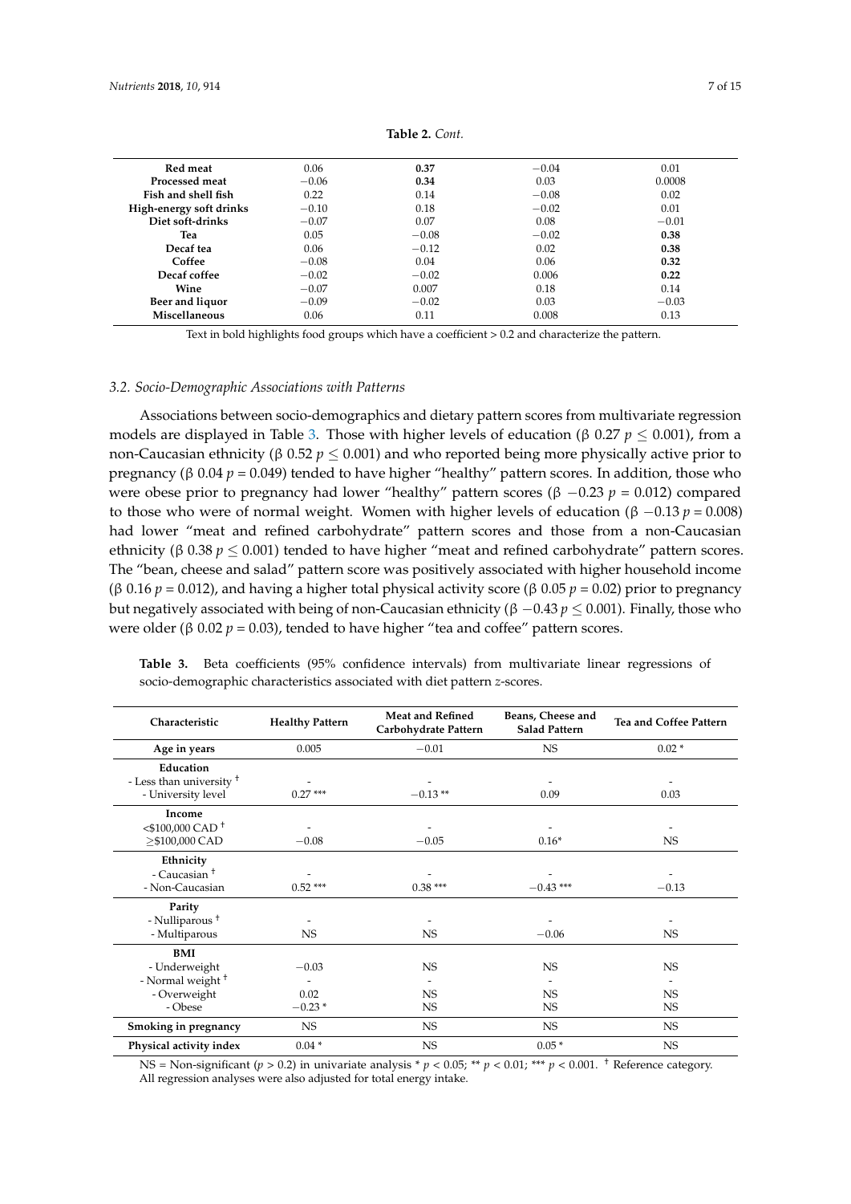**Table 2.** *Cont.*

| | | | | |
|---|---|---|---|---|
| **Red meat** | 0.06 | **0.37** | −0.04 | 0.01 |
| **Processed meat** | −0.06 | **0.34** | 0.03 | 0.0008 |
| **Fish and shell fish** | 0.22 | 0.14 | −0.08 | 0.02 |
| **High-energy soft drinks** | −0.10 | 0.18 | −0.02 | 0.01 |
| **Diet soft-drinks** | −0.07 | 0.07 | 0.08 | −0.01 |
| **Tea** | 0.05 | −0.08 | −0.02 | **0.38** |
| **Decaf tea** | 0.06 | −0.12 | 0.02 | **0.38** |
| **Coffee** | −0.08 | 0.04 | 0.06 | **0.32** |
| **Decaf coffee** | −0.02 | −0.02 | 0.006 | **0.22** |
| **Wine** | −0.07 | 0.007 | 0.18 | 0.14 |
| **Beer and liquor** | −0.09 | −0.02 | 0.03 | −0.03 |
| **Miscellaneous** | 0.06 | 0.11 | 0.008 | 0.13 |

Text in bold highlights food groups which have a coefficient > 0.2 and characterize the pattern.

### 3.2. Socio-Demographic Associations with Patterns

Associations between socio-demographics and dietary pattern scores from multivariate regression models are displayed in Table 3. Those with higher levels of education (β 0.27 $p \leq 0.001$), from a non-Caucasian ethnicity (β 0.52 $p \leq 0.001$) and who reported being more physically active prior to pregnancy (β 0.04 $p = 0.049$) tended to have higher "healthy" pattern scores. In addition, those who were obese prior to pregnancy had lower "healthy" pattern scores (β −0.23 $p = 0.012$) compared to those who were of normal weight. Women with higher levels of education (β −0.13 $p = 0.008$) had lower "meat and refined carbohydrate" pattern scores and those from a non-Caucasian ethnicity (β 0.38 $p \leq 0.001$) tended to have higher "meat and refined carbohydrate" pattern scores. The "bean, cheese and salad" pattern score was positively associated with higher household income (β 0.16 $p = 0.012$), and having a higher total physical activity score (β 0.05 $p = 0.02$) prior to pregnancy but negatively associated with being of non-Caucasian ethnicity (β −0.43 $p \leq 0.001$). Finally, those who were older (β 0.02 $p = 0.03$), tended to have higher "tea and coffee" pattern scores.

**Table 3.** Beta coefficients (95% confidence intervals) from multivariate linear regressions of socio-demographic characteristics associated with diet pattern *z*-scores.

| Characteristic | Healthy Pattern | Meat and Refined Carbohydrate Pattern | Beans, Cheese and Salad Pattern | Tea and Coffee Pattern |
|---|---|---|---|---|
| **Age in years** | 0.005 | −0.01 | NS | 0.02 * |
| **Education** | | | | |
| - Less than university † | - | - | - | - |
| - University level | 0.27 *** | −0.13 ** | 0.09 | 0.03 |
| **Income** | | | | |
| <$100,000 CAD † | - | - | - | - |
| ≥$100,000 CAD | −0.08 | −0.05 | 0.16* | NS |
| **Ethnicity** | | | | |
| - Caucasian † | - | - | - | - |
| - Non-Caucasian | 0.52 *** | 0.38 *** | −0.43 *** | −0.13 |
| **Parity** | | | | |
| - Nulliparous † | - | - | - | - |
| - Multiparous | NS | NS | −0.06 | NS |
| **BMI** | | | | |
| - Underweight | −0.03 | NS | NS | NS |
| - Normal weight † | - | - | - | - |
| - Overweight | 0.02 | NS | NS | NS |
| - Obese | −0.23 * | NS | NS | NS |
| **Smoking in pregnancy** | NS | NS | NS | NS |
| **Physical activity index** | 0.04 * | NS | 0.05 * | NS |

NS = Non-significant ($p > 0.2$) in univariate analysis * $p < 0.05$; ** $p < 0.01$; *** $p < 0.001$. † Reference category. All regression analyses were also adjusted for total energy intake.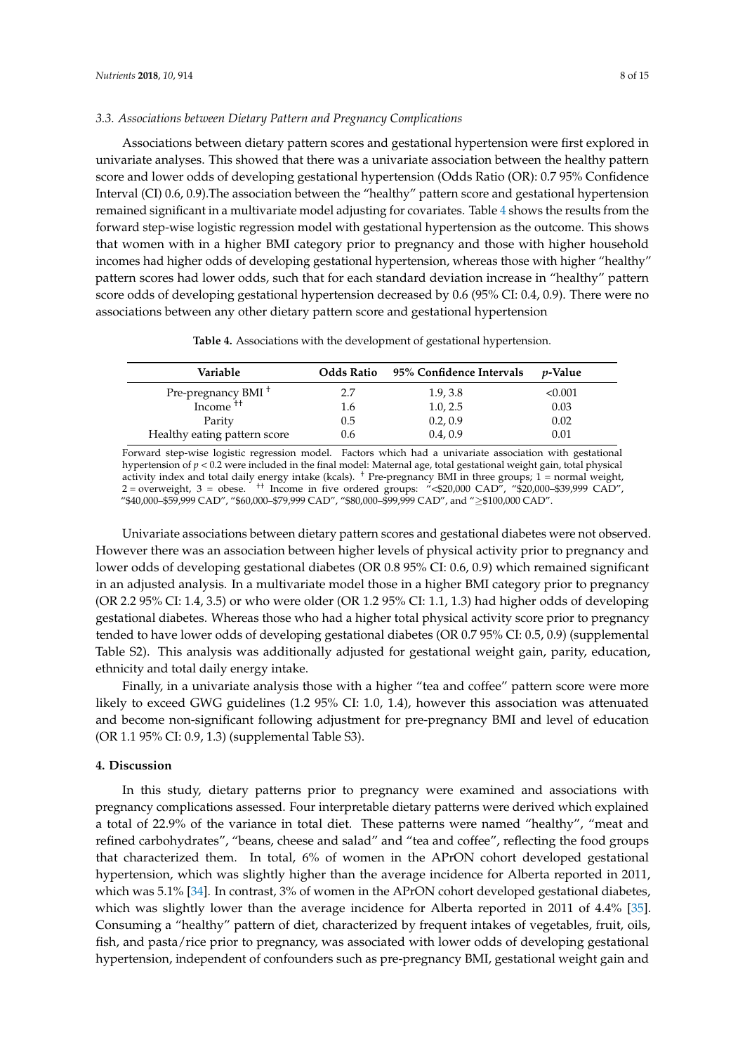### 3.3. Associations between Dietary Pattern and Pregnancy Complications

Associations between dietary pattern scores and gestational hypertension were first explored in univariate analyses. This showed that there was a univariate association between the healthy pattern score and lower odds of developing gestational hypertension (Odds Ratio (OR): 0.7 95% Confidence Interval (CI) 0.6, 0.9).The association between the "healthy" pattern score and gestational hypertension remained significant in a multivariate model adjusting for covariates. Table 4 shows the results from the forward step-wise logistic regression model with gestational hypertension as the outcome. This shows that women with in a higher BMI category prior to pregnancy and those with higher household incomes had higher odds of developing gestational hypertension, whereas those with higher "healthy" pattern scores had lower odds, such that for each standard deviation increase in "healthy" pattern score odds of developing gestational hypertension decreased by 0.6 (95% CI: 0.4, 0.9). There were no associations between any other dietary pattern score and gestational hypertension

**Table 4.** Associations with the development of gestational hypertension.

| Variable | Odds Ratio | 95% Confidence Intervals | *p*-Value |
|---|---|---|---|
| Pre-pregnancy BMI † | 2.7 | 1.9, 3.8 | <0.001 |
| Income †† | 1.6 | 1.0, 2.5 | 0.03 |
| Parity | 0.5 | 0.2, 0.9 | 0.02 |
| Healthy eating pattern score | 0.6 | 0.4, 0.9 | 0.01 |

Forward step-wise logistic regression model. Factors which had a univariate association with gestational hypertension of $p < 0.2$ were included in the final model: Maternal age, total gestational weight gain, total physical activity index and total daily energy intake (kcals). † Pre-pregnancy BMI in three groups; 1 = normal weight, 2 = overweight, 3 = obese. †† Income in five ordered groups: "<\$20,000 CAD", "\$20,000–\$39,999 CAD", "\$40,000–\$59,999 CAD", "\$60,000–\$79,999 CAD", "\$80,000–\$99,999 CAD", and "≥\$100,000 CAD".

Univariate associations between dietary pattern scores and gestational diabetes were not observed. However there was an association between higher levels of physical activity prior to pregnancy and lower odds of developing gestational diabetes (OR 0.8 95% CI: 0.6, 0.9) which remained significant in an adjusted analysis. In a multivariate model those in a higher BMI category prior to pregnancy (OR 2.2 95% CI: 1.4, 3.5) or who were older (OR 1.2 95% CI: 1.1, 1.3) had higher odds of developing gestational diabetes. Whereas those who had a higher total physical activity score prior to pregnancy tended to have lower odds of developing gestational diabetes (OR 0.7 95% CI: 0.5, 0.9) (supplemental Table S2). This analysis was additionally adjusted for gestational weight gain, parity, education, ethnicity and total daily energy intake.

Finally, in a univariate analysis those with a higher "tea and coffee" pattern score were more likely to exceed GWG guidelines (1.2 95% CI: 1.0, 1.4), however this association was attenuated and become non-significant following adjustment for pre-pregnancy BMI and level of education (OR 1.1 95% CI: 0.9, 1.3) (supplemental Table S3).

## 4. Discussion

In this study, dietary patterns prior to pregnancy were examined and associations with pregnancy complications assessed. Four interpretable dietary patterns were derived which explained a total of 22.9% of the variance in total diet. These patterns were named "healthy", "meat and refined carbohydrates", "beans, cheese and salad" and "tea and coffee", reflecting the food groups that characterized them. In total, 6% of women in the APrON cohort developed gestational hypertension, which was slightly higher than the average incidence for Alberta reported in 2011, which was 5.1% [34]. In contrast, 3% of women in the APrON cohort developed gestational diabetes, which was slightly lower than the average incidence for Alberta reported in 2011 of 4.4% [35]. Consuming a "healthy" pattern of diet, characterized by frequent intakes of vegetables, fruit, oils, fish, and pasta/rice prior to pregnancy, was associated with lower odds of developing gestational hypertension, independent of confounders such as pre-pregnancy BMI, gestational weight gain and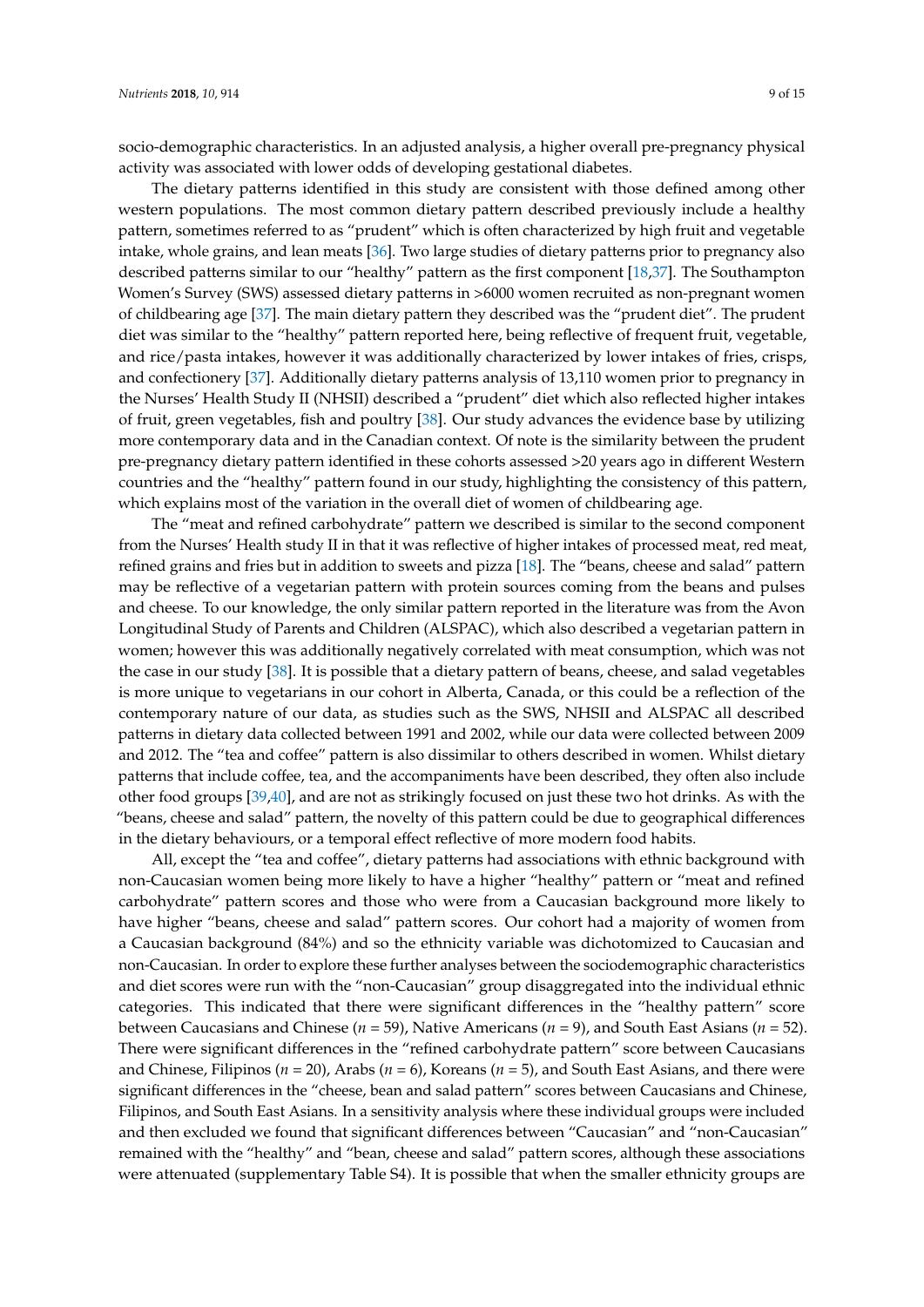socio-demographic characteristics. In an adjusted analysis, a higher overall pre-pregnancy physical activity was associated with lower odds of developing gestational diabetes.

The dietary patterns identified in this study are consistent with those defined among other western populations. The most common dietary pattern described previously include a healthy pattern, sometimes referred to as "prudent" which is often characterized by high fruit and vegetable intake, whole grains, and lean meats [36]. Two large studies of dietary patterns prior to pregnancy also described patterns similar to our "healthy" pattern as the first component [18,37]. The Southampton Women's Survey (SWS) assessed dietary patterns in >6000 women recruited as non-pregnant women of childbearing age [37]. The main dietary pattern they described was the "prudent diet". The prudent diet was similar to the "healthy" pattern reported here, being reflective of frequent fruit, vegetable, and rice/pasta intakes, however it was additionally characterized by lower intakes of fries, crisps, and confectionery [37]. Additionally dietary patterns analysis of 13,110 women prior to pregnancy in the Nurses' Health Study II (NHSII) described a "prudent" diet which also reflected higher intakes of fruit, green vegetables, fish and poultry [38]. Our study advances the evidence base by utilizing more contemporary data and in the Canadian context. Of note is the similarity between the prudent pre-pregnancy dietary pattern identified in these cohorts assessed >20 years ago in different Western countries and the "healthy" pattern found in our study, highlighting the consistency of this pattern, which explains most of the variation in the overall diet of women of childbearing age.

The "meat and refined carbohydrate" pattern we described is similar to the second component from the Nurses' Health study II in that it was reflective of higher intakes of processed meat, red meat, refined grains and fries but in addition to sweets and pizza [18]. The "beans, cheese and salad" pattern may be reflective of a vegetarian pattern with protein sources coming from the beans and pulses and cheese. To our knowledge, the only similar pattern reported in the literature was from the Avon Longitudinal Study of Parents and Children (ALSPAC), which also described a vegetarian pattern in women; however this was additionally negatively correlated with meat consumption, which was not the case in our study [38]. It is possible that a dietary pattern of beans, cheese, and salad vegetables is more unique to vegetarians in our cohort in Alberta, Canada, or this could be a reflection of the contemporary nature of our data, as studies such as the SWS, NHSII and ALSPAC all described patterns in dietary data collected between 1991 and 2002, while our data were collected between 2009 and 2012. The "tea and coffee" pattern is also dissimilar to others described in women. Whilst dietary patterns that include coffee, tea, and the accompaniments have been described, they often also include other food groups [39,40], and are not as strikingly focused on just these two hot drinks. As with the "beans, cheese and salad" pattern, the novelty of this pattern could be due to geographical differences in the dietary behaviours, or a temporal effect reflective of more modern food habits.

All, except the "tea and coffee", dietary patterns had associations with ethnic background with non-Caucasian women being more likely to have a higher "healthy" pattern or "meat and refined carbohydrate" pattern scores and those who were from a Caucasian background more likely to have higher "beans, cheese and salad" pattern scores. Our cohort had a majority of women from a Caucasian background (84%) and so the ethnicity variable was dichotomized to Caucasian and non-Caucasian. In order to explore these further analyses between the sociodemographic characteristics and diet scores were run with the "non-Caucasian" group disaggregated into the individual ethnic categories. This indicated that there were significant differences in the "healthy pattern" score between Caucasians and Chinese ($n = 59$), Native Americans ($n = 9$), and South East Asians ($n = 52$). There were significant differences in the "refined carbohydrate pattern" score between Caucasians and Chinese, Filipinos ($n = 20$), Arabs ($n = 6$), Koreans ($n = 5$), and South East Asians, and there were significant differences in the "cheese, bean and salad pattern" scores between Caucasians and Chinese, Filipinos, and South East Asians. In a sensitivity analysis where these individual groups were included and then excluded we found that significant differences between "Caucasian" and "non-Caucasian" remained with the "healthy" and "bean, cheese and salad" pattern scores, although these associations were attenuated (supplementary Table S4). It is possible that when the smaller ethnicity groups are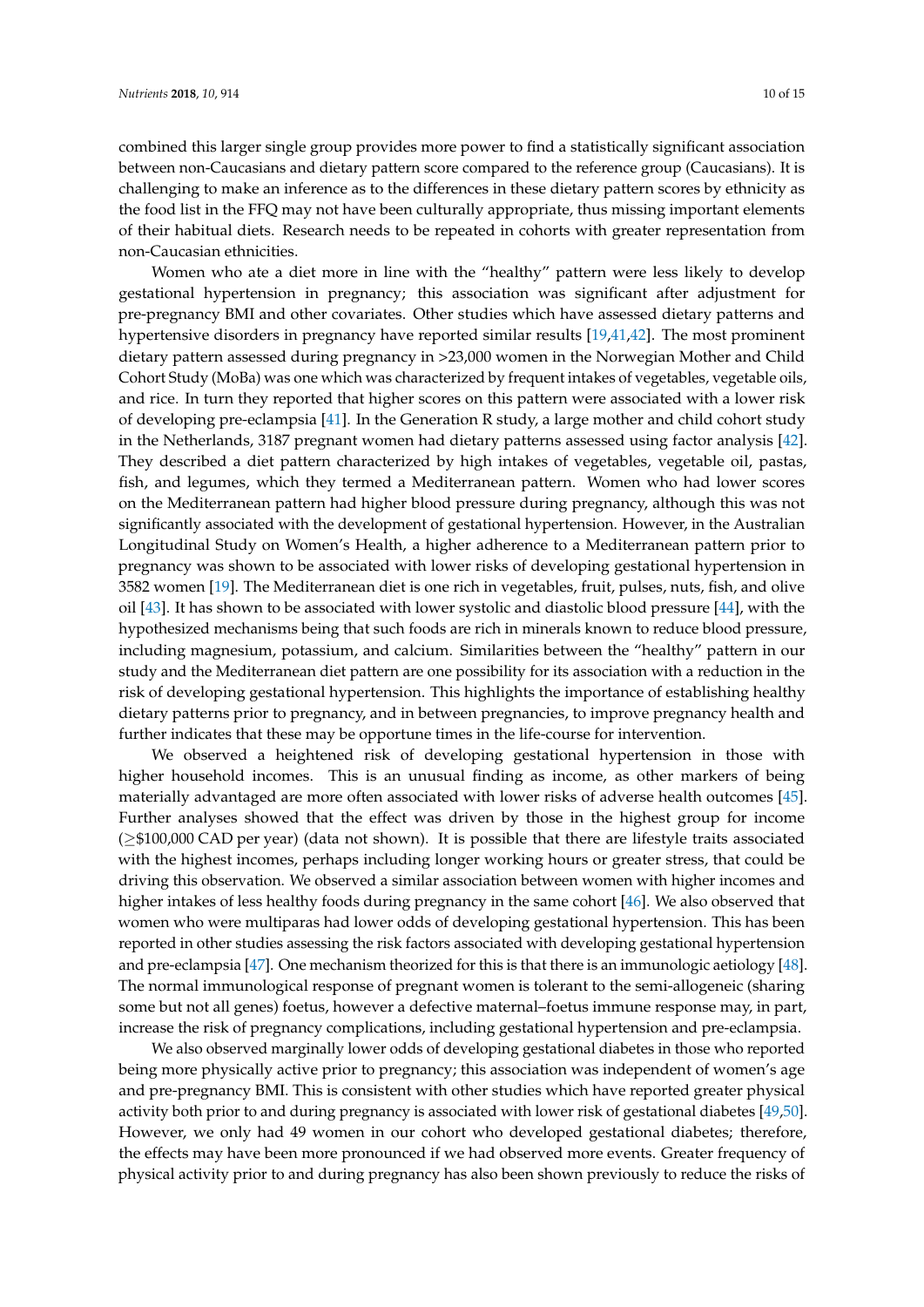combined this larger single group provides more power to find a statistically significant association between non-Caucasians and dietary pattern score compared to the reference group (Caucasians). It is challenging to make an inference as to the differences in these dietary pattern scores by ethnicity as the food list in the FFQ may not have been culturally appropriate, thus missing important elements of their habitual diets. Research needs to be repeated in cohorts with greater representation from non-Caucasian ethnicities.

Women who ate a diet more in line with the "healthy" pattern were less likely to develop gestational hypertension in pregnancy; this association was significant after adjustment for pre-pregnancy BMI and other covariates. Other studies which have assessed dietary patterns and hypertensive disorders in pregnancy have reported similar results [19,41,42]. The most prominent dietary pattern assessed during pregnancy in >23,000 women in the Norwegian Mother and Child Cohort Study (MoBa) was one which was characterized by frequent intakes of vegetables, vegetable oils, and rice. In turn they reported that higher scores on this pattern were associated with a lower risk of developing pre-eclampsia [41]. In the Generation R study, a large mother and child cohort study in the Netherlands, 3187 pregnant women had dietary patterns assessed using factor analysis [42]. They described a diet pattern characterized by high intakes of vegetables, vegetable oil, pastas, fish, and legumes, which they termed a Mediterranean pattern. Women who had lower scores on the Mediterranean pattern had higher blood pressure during pregnancy, although this was not significantly associated with the development of gestational hypertension. However, in the Australian Longitudinal Study on Women's Health, a higher adherence to a Mediterranean pattern prior to pregnancy was shown to be associated with lower risks of developing gestational hypertension in 3582 women [19]. The Mediterranean diet is one rich in vegetables, fruit, pulses, nuts, fish, and olive oil [43]. It has shown to be associated with lower systolic and diastolic blood pressure [44], with the hypothesized mechanisms being that such foods are rich in minerals known to reduce blood pressure, including magnesium, potassium, and calcium. Similarities between the "healthy" pattern in our study and the Mediterranean diet pattern are one possibility for its association with a reduction in the risk of developing gestational hypertension. This highlights the importance of establishing healthy dietary patterns prior to pregnancy, and in between pregnancies, to improve pregnancy health and further indicates that these may be opportune times in the life-course for intervention.

We observed a heightened risk of developing gestational hypertension in those with higher household incomes. This is an unusual finding as income, as other markers of being materially advantaged are more often associated with lower risks of adverse health outcomes [45]. Further analyses showed that the effect was driven by those in the highest group for income ($\geq$\$100,000 CAD per year) (data not shown). It is possible that there are lifestyle traits associated with the highest incomes, perhaps including longer working hours or greater stress, that could be driving this observation. We observed a similar association between women with higher incomes and higher intakes of less healthy foods during pregnancy in the same cohort [46]. We also observed that women who were multiparas had lower odds of developing gestational hypertension. This has been reported in other studies assessing the risk factors associated with developing gestational hypertension and pre-eclampsia [47]. One mechanism theorized for this is that there is an immunologic aetiology [48]. The normal immunological response of pregnant women is tolerant to the semi-allogeneic (sharing some but not all genes) foetus, however a defective maternal–foetus immune response may, in part, increase the risk of pregnancy complications, including gestational hypertension and pre-eclampsia.

We also observed marginally lower odds of developing gestational diabetes in those who reported being more physically active prior to pregnancy; this association was independent of women's age and pre-pregnancy BMI. This is consistent with other studies which have reported greater physical activity both prior to and during pregnancy is associated with lower risk of gestational diabetes [49,50]. However, we only had 49 women in our cohort who developed gestational diabetes; therefore, the effects may have been more pronounced if we had observed more events. Greater frequency of physical activity prior to and during pregnancy has also been shown previously to reduce the risks of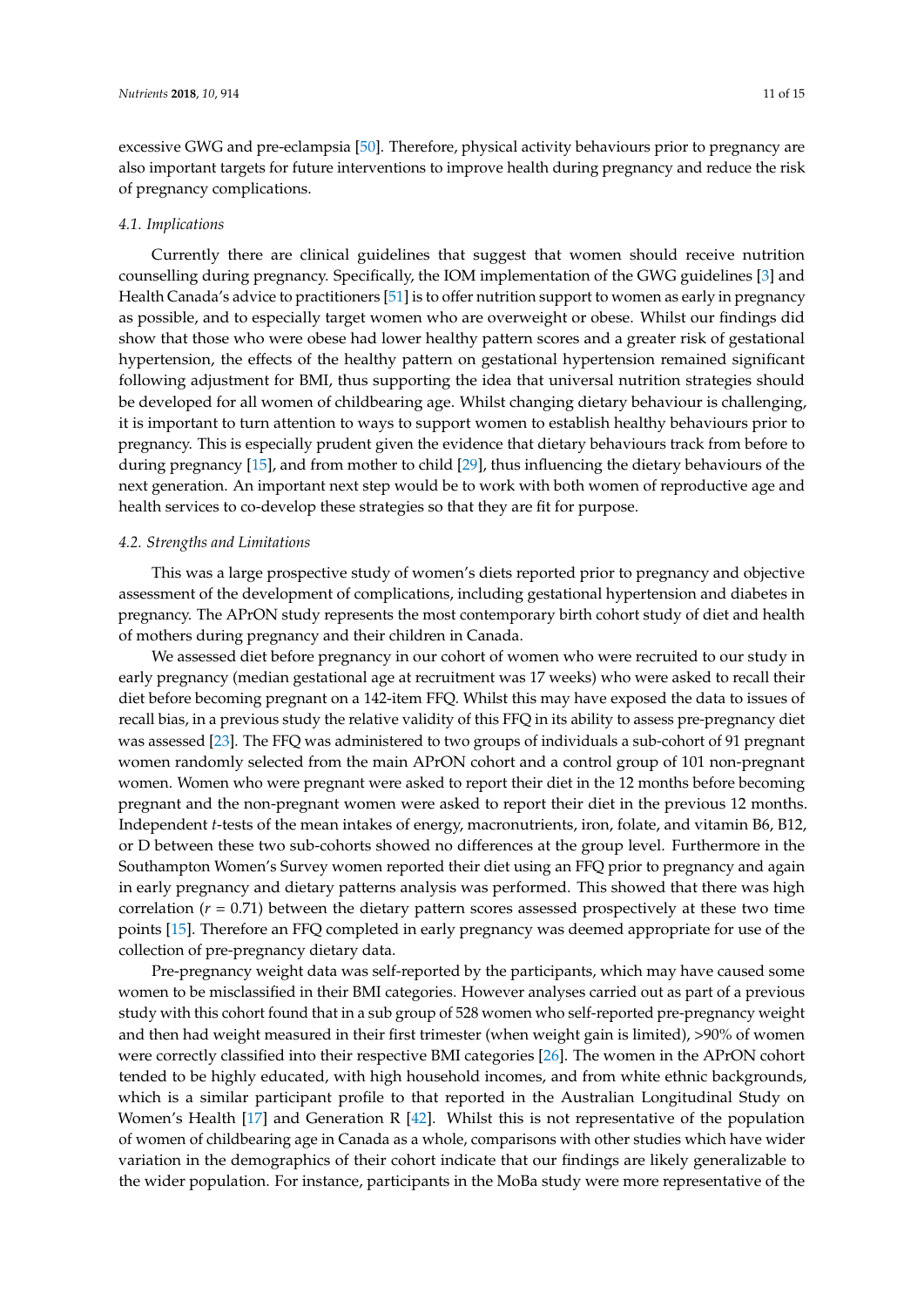excessive GWG and pre-eclampsia [50]. Therefore, physical activity behaviours prior to pregnancy are also important targets for future interventions to improve health during pregnancy and reduce the risk of pregnancy complications.

### *4.1. Implications*

Currently there are clinical guidelines that suggest that women should receive nutrition counselling during pregnancy. Specifically, the IOM implementation of the GWG guidelines [3] and Health Canada's advice to practitioners [51] is to offer nutrition support to women as early in pregnancy as possible, and to especially target women who are overweight or obese. Whilst our findings did show that those who were obese had lower healthy pattern scores and a greater risk of gestational hypertension, the effects of the healthy pattern on gestational hypertension remained significant following adjustment for BMI, thus supporting the idea that universal nutrition strategies should be developed for all women of childbearing age. Whilst changing dietary behaviour is challenging, it is important to turn attention to ways to support women to establish healthy behaviours prior to pregnancy. This is especially prudent given the evidence that dietary behaviours track from before to during pregnancy [15], and from mother to child [29], thus influencing the dietary behaviours of the next generation. An important next step would be to work with both women of reproductive age and health services to co-develop these strategies so that they are fit for purpose.

### *4.2. Strengths and Limitations*

This was a large prospective study of women's diets reported prior to pregnancy and objective assessment of the development of complications, including gestational hypertension and diabetes in pregnancy. The APrON study represents the most contemporary birth cohort study of diet and health of mothers during pregnancy and their children in Canada.

We assessed diet before pregnancy in our cohort of women who were recruited to our study in early pregnancy (median gestational age at recruitment was 17 weeks) who were asked to recall their diet before becoming pregnant on a 142-item FFQ. Whilst this may have exposed the data to issues of recall bias, in a previous study the relative validity of this FFQ in its ability to assess pre-pregnancy diet was assessed [23]. The FFQ was administered to two groups of individuals a sub-cohort of 91 pregnant women randomly selected from the main APrON cohort and a control group of 101 non-pregnant women. Women who were pregnant were asked to report their diet in the 12 months before becoming pregnant and the non-pregnant women were asked to report their diet in the previous 12 months. Independent *t*-tests of the mean intakes of energy, macronutrients, iron, folate, and vitamin B6, B12, or D between these two sub-cohorts showed no differences at the group level. Furthermore in the Southampton Women's Survey women reported their diet using an FFQ prior to pregnancy and again in early pregnancy and dietary patterns analysis was performed. This showed that there was high correlation ($r = 0.71$) between the dietary pattern scores assessed prospectively at these two time points [15]. Therefore an FFQ completed in early pregnancy was deemed appropriate for use of the collection of pre-pregnancy dietary data.

Pre-pregnancy weight data was self-reported by the participants, which may have caused some women to be misclassified in their BMI categories. However analyses carried out as part of a previous study with this cohort found that in a sub group of 528 women who self-reported pre-pregnancy weight and then had weight measured in their first trimester (when weight gain is limited), >90% of women were correctly classified into their respective BMI categories [26]. The women in the APrON cohort tended to be highly educated, with high household incomes, and from white ethnic backgrounds, which is a similar participant profile to that reported in the Australian Longitudinal Study on Women's Health [17] and Generation R [42]. Whilst this is not representative of the population of women of childbearing age in Canada as a whole, comparisons with other studies which have wider variation in the demographics of their cohort indicate that our findings are likely generalizable to the wider population. For instance, participants in the MoBa study were more representative of the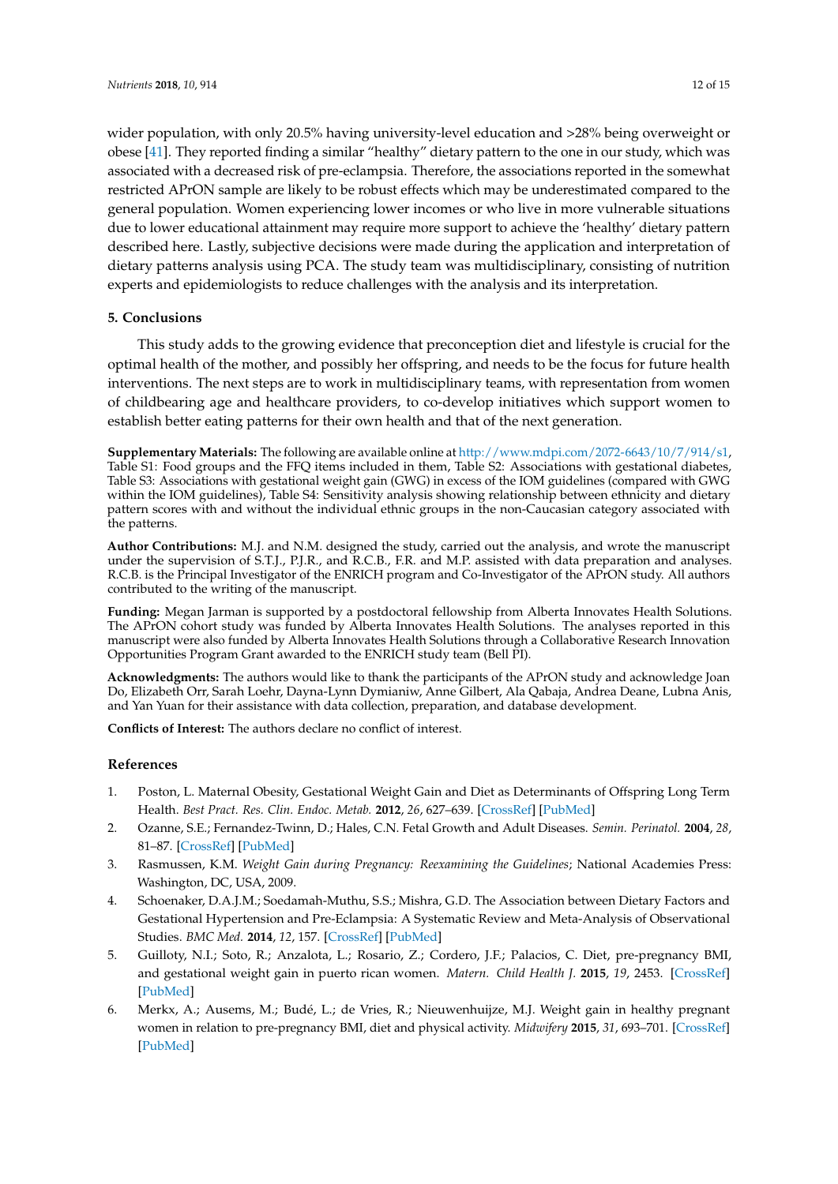wider population, with only 20.5% having university-level education and >28% being overweight or obese [41]. They reported finding a similar "healthy" dietary pattern to the one in our study, which was associated with a decreased risk of pre-eclampsia. Therefore, the associations reported in the somewhat restricted APrON sample are likely to be robust effects which may be underestimated compared to the general population. Women experiencing lower incomes or who live in more vulnerable situations due to lower educational attainment may require more support to achieve the 'healthy' dietary pattern described here. Lastly, subjective decisions were made during the application and interpretation of dietary patterns analysis using PCA. The study team was multidisciplinary, consisting of nutrition experts and epidemiologists to reduce challenges with the analysis and its interpretation.

## 5. Conclusions

This study adds to the growing evidence that preconception diet and lifestyle is crucial for the optimal health of the mother, and possibly her offspring, and needs to be the focus for future health interventions. The next steps are to work in multidisciplinary teams, with representation from women of childbearing age and healthcare providers, to co-develop initiatives which support women to establish better eating patterns for their own health and that of the next generation.

**Supplementary Materials:** The following are available online at http://www.mdpi.com/2072-6643/10/7/914/s1, Table S1: Food groups and the FFQ items included in them, Table S2: Associations with gestational diabetes, Table S3: Associations with gestational weight gain (GWG) in excess of the IOM guidelines (compared with GWG within the IOM guidelines), Table S4: Sensitivity analysis showing relationship between ethnicity and dietary pattern scores with and without the individual ethnic groups in the non-Caucasian category associated with the patterns.

**Author Contributions:** M.J. and N.M. designed the study, carried out the analysis, and wrote the manuscript under the supervision of S.T.J., P.J.R., and R.C.B., F.R. and M.P. assisted with data preparation and analyses. R.C.B. is the Principal Investigator of the ENRICH program and Co-Investigator of the APrON study. All authors contributed to the writing of the manuscript.

**Funding:** Megan Jarman is supported by a postdoctoral fellowship from Alberta Innovates Health Solutions. The APrON cohort study was funded by Alberta Innovates Health Solutions. The analyses reported in this manuscript were also funded by Alberta Innovates Health Solutions through a Collaborative Research Innovation Opportunities Program Grant awarded to the ENRICH study team (Bell PI).

**Acknowledgments:** The authors would like to thank the participants of the APrON study and acknowledge Joan Do, Elizabeth Orr, Sarah Loehr, Dayna-Lynn Dymianiw, Anne Gilbert, Ala Qabaja, Andrea Deane, Lubna Anis, and Yan Yuan for their assistance with data collection, preparation, and database development.

**Conflicts of Interest:** The authors declare no conflict of interest.

## References

1. Poston, L. Maternal Obesity, Gestational Weight Gain and Diet as Determinants of Offspring Long Term Health. *Best Pract. Res. Clin. Endoc. Metab.* **2012**, *26*, 627–639. [CrossRef] [PubMed]
2. Ozanne, S.E.; Fernandez-Twinn, D.; Hales, C.N. Fetal Growth and Adult Diseases. *Semin. Perinatol.* **2004**, *28*, 81–87. [CrossRef] [PubMed]
3. Rasmussen, K.M. *Weight Gain during Pregnancy: Reexamining the Guidelines*; National Academies Press: Washington, DC, USA, 2009.
4. Schoenaker, D.A.J.M.; Soedamah-Muthu, S.S.; Mishra, G.D. The Association between Dietary Factors and Gestational Hypertension and Pre-Eclampsia: A Systematic Review and Meta-Analysis of Observational Studies. *BMC Med.* **2014**, *12*, 157. [CrossRef] [PubMed]
5. Guilloty, N.I.; Soto, R.; Anzalota, L.; Rosario, Z.; Cordero, J.F.; Palacios, C. Diet, pre-pregnancy BMI, and gestational weight gain in puerto rican women. *Matern. Child Health J.* **2015**, *19*, 2453. [CrossRef] [PubMed]
6. Merkx, A.; Ausems, M.; Budé, L.; de Vries, R.; Nieuwenhuijze, M.J. Weight gain in healthy pregnant women in relation to pre-pregnancy BMI, diet and physical activity. *Midwifery* **2015**, *31*, 693–701. [CrossRef] [PubMed]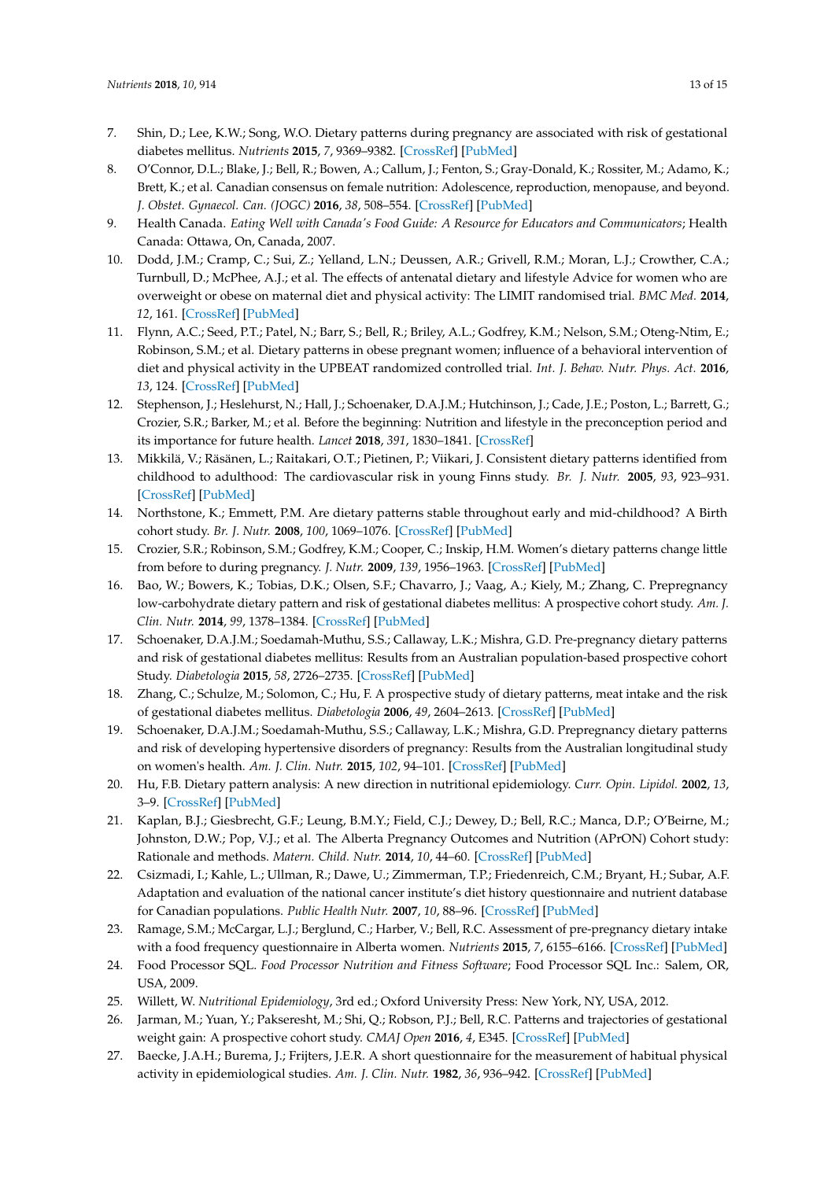7. Shin, D.; Lee, K.W.; Song, W.O. Dietary patterns during pregnancy are associated with risk of gestational diabetes mellitus. *Nutrients* **2015**, *7*, 9369–9382. [CrossRef] [PubMed]
8. O'Connor, D.L.; Blake, J.; Bell, R.; Bowen, A.; Callum, J.; Fenton, S.; Gray-Donald, K.; Rossiter, M.; Adamo, K.; Brett, K.; et al. Canadian consensus on female nutrition: Adolescence, reproduction, menopause, and beyond. *J. Obstet. Gynaecol. Can. (JOGC)* **2016**, *38*, 508–554. [CrossRef] [PubMed]
9. Health Canada. *Eating Well with Canada's Food Guide: A Resource for Educators and Communicators*; Health Canada: Ottawa, On, Canada, 2007.
10. Dodd, J.M.; Cramp, C.; Sui, Z.; Yelland, L.N.; Deussen, A.R.; Grivell, R.M.; Moran, L.J.; Crowther, C.A.; Turnbull, D.; McPhee, A.J.; et al. The effects of antenatal dietary and lifestyle Advice for women who are overweight or obese on maternal diet and physical activity: The LIMIT randomised trial. *BMC Med.* **2014**, *12*, 161. [CrossRef] [PubMed]
11. Flynn, A.C.; Seed, P.T.; Patel, N.; Barr, S.; Bell, R.; Briley, A.L.; Godfrey, K.M.; Nelson, S.M.; Oteng-Ntim, E.; Robinson, S.M.; et al. Dietary patterns in obese pregnant women; influence of a behavioral intervention of diet and physical activity in the UPBEAT randomized controlled trial. *Int. J. Behav. Nutr. Phys. Act.* **2016**, *13*, 124. [CrossRef] [PubMed]
12. Stephenson, J.; Heslehurst, N.; Hall, J.; Schoenaker, D.A.J.M.; Hutchinson, J.; Cade, J.E.; Poston, L.; Barrett, G.; Crozier, S.R.; Barker, M.; et al. Before the beginning: Nutrition and lifestyle in the preconception period and its importance for future health. *Lancet* **2018**, *391*, 1830–1841. [CrossRef]
13. Mikkilä, V.; Räsänen, L.; Raitakari, O.T.; Pietinen, P.; Viikari, J. Consistent dietary patterns identified from childhood to adulthood: The cardiovascular risk in young Finns study. *Br. J. Nutr.* **2005**, *93*, 923–931. [CrossRef] [PubMed]
14. Northstone, K.; Emmett, P.M. Are dietary patterns stable throughout early and mid-childhood? A Birth cohort study. *Br. J. Nutr.* **2008**, *100*, 1069–1076. [CrossRef] [PubMed]
15. Crozier, S.R.; Robinson, S.M.; Godfrey, K.M.; Cooper, C.; Inskip, H.M. Women's dietary patterns change little from before to during pregnancy. *J. Nutr.* **2009**, *139*, 1956–1963. [CrossRef] [PubMed]
16. Bao, W.; Bowers, K.; Tobias, D.K.; Olsen, S.F.; Chavarro, J.; Vaag, A.; Kiely, M.; Zhang, C. Prepregnancy low-carbohydrate dietary pattern and risk of gestational diabetes mellitus: A prospective cohort study. *Am. J. Clin. Nutr.* **2014**, *99*, 1378–1384. [CrossRef] [PubMed]
17. Schoenaker, D.A.J.M.; Soedamah-Muthu, S.S.; Callaway, L.K.; Mishra, G.D. Pre-pregnancy dietary patterns and risk of gestational diabetes mellitus: Results from an Australian population-based prospective cohort Study. *Diabetologia* **2015**, *58*, 2726–2735. [CrossRef] [PubMed]
18. Zhang, C.; Schulze, M.; Solomon, C.; Hu, F. A prospective study of dietary patterns, meat intake and the risk of gestational diabetes mellitus. *Diabetologia* **2006**, *49*, 2604–2613. [CrossRef] [PubMed]
19. Schoenaker, D.A.J.M.; Soedamah-Muthu, S.S.; Callaway, L.K.; Mishra, G.D. Prepregnancy dietary patterns and risk of developing hypertensive disorders of pregnancy: Results from the Australian longitudinal study on women's health. *Am. J. Clin. Nutr.* **2015**, *102*, 94–101. [CrossRef] [PubMed]
20. Hu, F.B. Dietary pattern analysis: A new direction in nutritional epidemiology. *Curr. Opin. Lipidol.* **2002**, *13*, 3–9. [CrossRef] [PubMed]
21. Kaplan, B.J.; Giesbrecht, G.F.; Leung, B.M.Y.; Field, C.J.; Dewey, D.; Bell, R.C.; Manca, D.P.; O'Beirne, M.; Johnston, D.W.; Pop, V.J.; et al. The Alberta Pregnancy Outcomes and Nutrition (APrON) Cohort study: Rationale and methods. *Matern. Child. Nutr.* **2014**, *10*, 44–60. [CrossRef] [PubMed]
22. Csizmadi, I.; Kahle, L.; Ullman, R.; Dawe, U.; Zimmerman, T.P.; Friedenreich, C.M.; Bryant, H.; Subar, A.F. Adaptation and evaluation of the national cancer institute's diet history questionnaire and nutrient database for Canadian populations. *Public Health Nutr.* **2007**, *10*, 88–96. [CrossRef] [PubMed]
23. Ramage, S.M.; McCargar, L.J.; Berglund, C.; Harber, V.; Bell, R.C. Assessment of pre-pregnancy dietary intake with a food frequency questionnaire in Alberta women. *Nutrients* **2015**, *7*, 6155–6166. [CrossRef] [PubMed]
24. Food Processor SQL. *Food Processor Nutrition and Fitness Software*; Food Processor SQL Inc.: Salem, OR, USA, 2009.
25. Willett, W. *Nutritional Epidemiology*, 3rd ed.; Oxford University Press: New York, NY, USA, 2012.
26. Jarman, M.; Yuan, Y.; Pakseresht, M.; Shi, Q.; Robson, P.J.; Bell, R.C. Patterns and trajectories of gestational weight gain: A prospective cohort study. *CMAJ Open* **2016**, *4*, E345. [CrossRef] [PubMed]
27. Baecke, J.A.H.; Burema, J.; Frijters, J.E.R. A short questionnaire for the measurement of habitual physical activity in epidemiological studies. *Am. J. Clin. Nutr.* **1982**, *36*, 936–942. [CrossRef] [PubMed]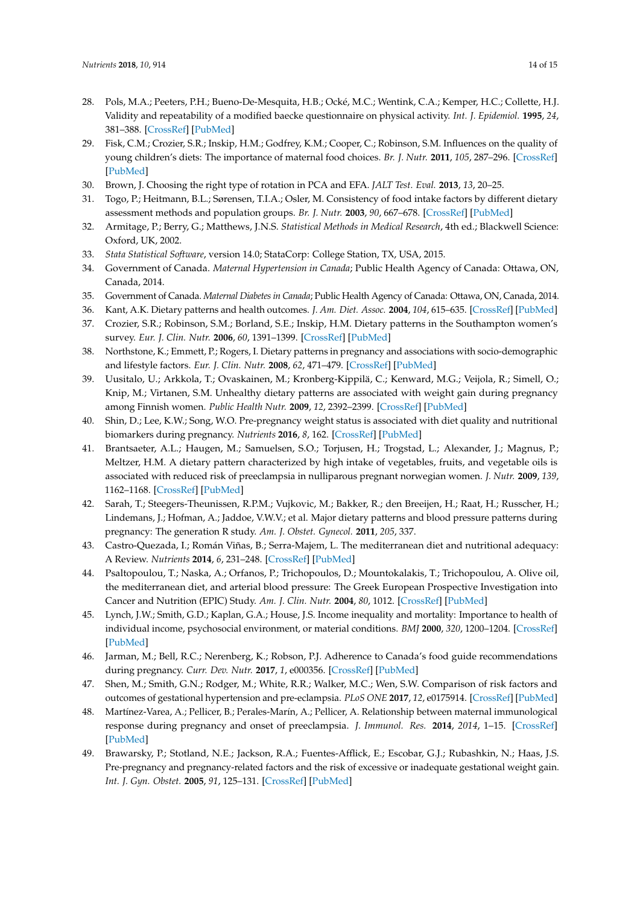28. Pols, M.A.; Peeters, P.H.; Bueno-De-Mesquita, H.B.; Ocké, M.C.; Wentink, C.A.; Kemper, H.C.; Collette, H.J. Validity and repeatability of a modified baecke questionnaire on physical activity. *Int. J. Epidemiol.* **1995**, *24*, 381–388. [CrossRef] [PubMed]
29. Fisk, C.M.; Crozier, S.R.; Inskip, H.M.; Godfrey, K.M.; Cooper, C.; Robinson, S.M. Influences on the quality of young children's diets: The importance of maternal food choices. *Br. J. Nutr.* **2011**, *105*, 287–296. [CrossRef] [PubMed]
30. Brown, J. Choosing the right type of rotation in PCA and EFA. *JALT Test. Eval.* **2013**, *13*, 20–25.
31. Togo, P.; Heitmann, B.L.; Sørensen, T.I.A.; Osler, M. Consistency of food intake factors by different dietary assessment methods and population groups. *Br. J. Nutr.* **2003**, *90*, 667–678. [CrossRef] [PubMed]
32. Armitage, P.; Berry, G.; Matthews, J.N.S. *Statistical Methods in Medical Research*, 4th ed.; Blackwell Science: Oxford, UK, 2002.
33. *Stata Statistical Software*, version 14.0; StataCorp: College Station, TX, USA, 2015.
34. Government of Canada. *Maternal Hypertension in Canada*; Public Health Agency of Canada: Ottawa, ON, Canada, 2014.
35. Government of Canada. *Maternal Diabetes in Canada*; Public Health Agency of Canada: Ottawa, ON, Canada, 2014.
36. Kant, A.K. Dietary patterns and health outcomes. *J. Am. Diet. Assoc.* **2004**, *104*, 615–635. [CrossRef] [PubMed]
37. Crozier, S.R.; Robinson, S.M.; Borland, S.E.; Inskip, H.M. Dietary patterns in the Southampton women's survey. *Eur. J. Clin. Nutr.* **2006**, *60*, 1391–1399. [CrossRef] [PubMed]
38. Northstone, K.; Emmett, P.; Rogers, I. Dietary patterns in pregnancy and associations with socio-demographic and lifestyle factors. *Eur. J. Clin. Nutr.* **2008**, *62*, 471–479. [CrossRef] [PubMed]
39. Uusitalo, U.; Arkkola, T.; Ovaskainen, M.; Kronberg-Kippilä, C.; Kenward, M.G.; Veijola, R.; Simell, O.; Knip, M.; Virtanen, S.M. Unhealthy dietary patterns are associated with weight gain during pregnancy among Finnish women. *Public Health Nutr.* **2009**, *12*, 2392–2399. [CrossRef] [PubMed]
40. Shin, D.; Lee, K.W.; Song, W.O. Pre-pregnancy weight status is associated with diet quality and nutritional biomarkers during pregnancy. *Nutrients* **2016**, *8*, 162. [CrossRef] [PubMed]
41. Brantsaeter, A.L.; Haugen, M.; Samuelsen, S.O.; Torjusen, H.; Trogstad, L.; Alexander, J.; Magnus, P.; Meltzer, H.M. A dietary pattern characterized by high intake of vegetables, fruits, and vegetable oils is associated with reduced risk of preeclampsia in nulliparous pregnant norwegian women. *J. Nutr.* **2009**, *139*, 1162–1168. [CrossRef] [PubMed]
42. Sarah, T.; Steegers-Theunissen, R.P.M.; Vujkovic, M.; Bakker, R.; den Breeijen, H.; Raat, H.; Russcher, H.; Lindemans, J.; Hofman, A.; Jaddoe, V.W.V.; et al. Major dietary patterns and blood pressure patterns during pregnancy: The generation R study. *Am. J. Obstet. Gynecol.* **2011**, *205*, 337.
43. Castro-Quezada, I.; Román Viñas, B.; Serra-Majem, L. The mediterranean diet and nutritional adequacy: A Review. *Nutrients* **2014**, *6*, 231–248. [CrossRef] [PubMed]
44. Psaltopoulou, T.; Naska, A.; Orfanos, P.; Trichopoulos, D.; Mountokalakis, T.; Trichopoulou, A. Olive oil, the mediterranean diet, and arterial blood pressure: The Greek European Prospective Investigation into Cancer and Nutrition (EPIC) Study. *Am. J. Clin. Nutr.* **2004**, *80*, 1012. [CrossRef] [PubMed]
45. Lynch, J.W.; Smith, G.D.; Kaplan, G.A.; House, J.S. Income inequality and mortality: Importance to health of individual income, psychosocial environment, or material conditions. *BMJ* **2000**, *320*, 1200–1204. [CrossRef] [PubMed]
46. Jarman, M.; Bell, R.C.; Nerenberg, K.; Robson, P.J. Adherence to Canada's food guide recommendations during pregnancy. *Curr. Dev. Nutr.* **2017**, *1*, e000356. [CrossRef] [PubMed]
47. Shen, M.; Smith, G.N.; Rodger, M.; White, R.R.; Walker, M.C.; Wen, S.W. Comparison of risk factors and outcomes of gestational hypertension and pre-eclampsia. *PLoS ONE* **2017**, *12*, e0175914. [CrossRef] [PubMed]
48. Martínez-Varea, A.; Pellicer, B.; Perales-Marín, A.; Pellicer, A. Relationship between maternal immunological response during pregnancy and onset of preeclampsia. *J. Immunol. Res.* **2014**, *2014*, 1–15. [CrossRef] [PubMed]
49. Brawarsky, P.; Stotland, N.E.; Jackson, R.A.; Fuentes-Afflick, E.; Escobar, G.J.; Rubashkin, N.; Haas, J.S. Pre-pregnancy and pregnancy-related factors and the risk of excessive or inadequate gestational weight gain. *Int. J. Gyn. Obstet.* **2005**, *91*, 125–131. [CrossRef] [PubMed]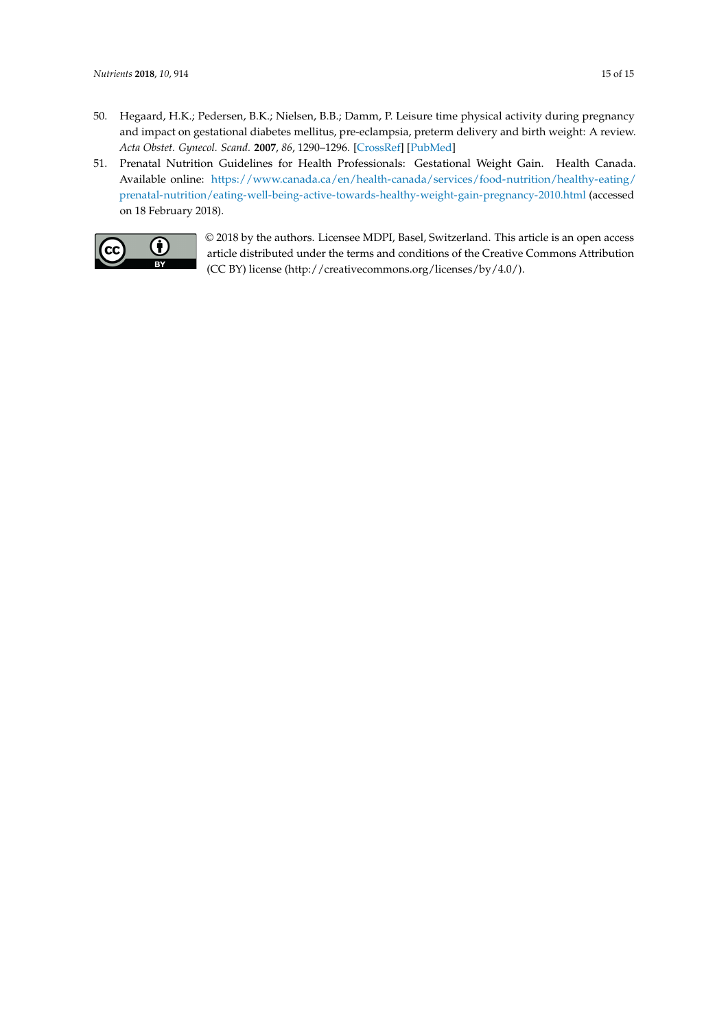50. Hegaard, H.K.; Pedersen, B.K.; Nielsen, B.B.; Damm, P. Leisure time physical activity during pregnancy and impact on gestational diabetes mellitus, pre-eclampsia, preterm delivery and birth weight: A review. *Acta Obstet. Gynecol. Scand.* **2007**, *86*, 1290–1296. [CrossRef] [PubMed]
51. Prenatal Nutrition Guidelines for Health Professionals: Gestational Weight Gain. Health Canada. Available online: https://www.canada.ca/en/health-canada/services/food-nutrition/healthy-eating/prenatal-nutrition/eating-well-being-active-towards-healthy-weight-gain-pregnancy-2010.html (accessed on 18 February 2018).

© 2018 by the authors. Licensee MDPI, Basel, Switzerland. This article is an open access article distributed under the terms and conditions of the Creative Commons Attribution (CC BY) license (http://creativecommons.org/licenses/by/4.0/).